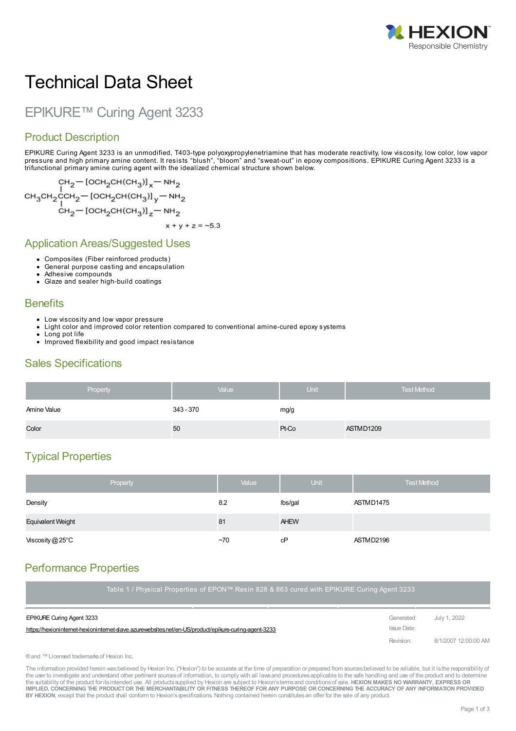# Technical Data Sheet

## EPIKURE™ Curing Agent 3233

## Product Description

EPIKURE Curing Agent 3233 is an unmodified, T403-type polyoxypropylenetriamine that has moderate reactivity, low viscosity, low color, low vapor pressure and high primary amine content. It resists "blush", "bloom" and "sweat-out" in epoxy compositions. EPIKURE Curing Agent 3233 is a trifunctional primary amine curing agent with the idealized chemical structure shown below.

$$
\begin{array}{l}
\quad\quad\quad\;\; CH_2-[OCH_2CH(CH_3)]_x-NH_2 \\
CH_3CH_2CCH_2-[OCH_2CH(CH_3)]_y-NH_2 \\
\quad\quad\quad\;\; CH_2-[OCH_2CH(CH_3)]_z-NH_2
\end{array}
$$

$$x + y + z = \sim5.3$$

## Application Areas/Suggested Uses

- Composites (Fiber reinforced products)
- General purpose casting and encapsulation
- Adhesive compounds
- Glaze and sealer high-build coatings

## Benefits

- Low viscosity and low vapor pressure
- Light color and improved color retention compared to conventional amine-cured epoxy systems
- Long pot life
- Improved flexibility and good impact resistance

## Sales Specifications

| Property | Value | Unit | Test Method |
|---|---|---|---|
| Amine Value | 343 - 370 | mg/g | |
| Color | 50 | Pt-Co | ASTM D1209 |

## Typical Properties

| Property | Value | Unit | Test Method |
|---|---|---|---|
| Density | 8.2 | lbs/gal | ASTM D1475 |
| Equivalent Weight | 81 | AHEW | |
| Viscosity @ 25°C | ~70 | cP | ASTM D2196 |

## Performance Properties

Table 1 / Physical Properties of EPON™ Resin 828 & 863 cured with EPIKURE Curing Agent 3233

EPIKURE Curing Agent 3233
https://hexioninternet-hexioninternet-slave.azurewebsites.net/en-US/product/epikure-curing-agent-3233

Generated: July 1, 2022
Issue Date:
Revision: 8/1/2007 12:00:00 AM

® and ™ Licensed trademarks of Hexion Inc.

The information provided herein was believed by Hexion Inc. ("Hexion") to be accurate at the time of preparation or prepared from sources believed to be reliable, but it is the responsibility of the user to investigate and understand other pertinent sources of information, to comply with all laws and procedures applicable to the safe handling and use of the product and to determine the suitability of the product for its intended use. All products supplied by Hexion are subject to Hexion's terms and conditions of sale. **HEXION MAKES NO WARRANTY, EXPRESS OR IMPLIED, CONCERNING THE PRODUCT OR THE MERCHANTABILITY OR FITNESS THEREOF FOR ANY PURPOSE OR CONCERNING THE ACCURACY OF ANY INFORMATION PROVIDED BY HEXION**, except that the product shall conform to Hexion's specifications. Nothing contained herein constitutes an offer for the sale of any product.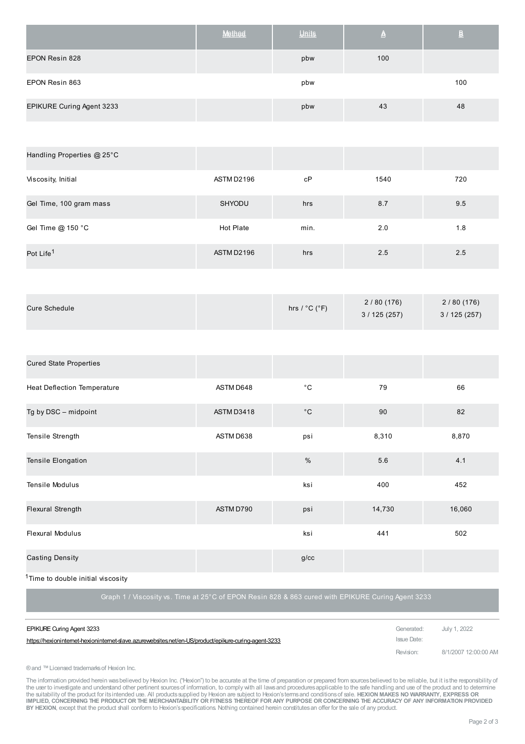| | Method | Units | A | B |
|---|---|---|---|---|
| EPON Resin 828 | | pbw | 100 | |
| EPON Resin 863 | | pbw | | 100 |
| EPIKURE Curing Agent 3233 | | pbw | 43 | 48 |
| Handling Properties @ 25°C | | | | |
| Viscosity, Initial | ASTM D2196 | cP | 1540 | 720 |
| Gel Time, 100 gram mass | SHYODU | hrs | 8.7 | 9.5 |
| Gel Time @ 150 °C | Hot Plate | min. | 2.0 | 1.8 |
| Pot Life[1] | ASTM D2196 | hrs | 2.5 | 2.5 |
| Cure Schedule | | hrs / °C (°F) | 2 / 80 (176) 3 / 125 (257) | 2 / 80 (176) 3 / 125 (257) |
| Cured State Properties | | | | |
| Heat Deflection Temperature | ASTM D648 | °C | 79 | 66 |
| Tg by DSC – midpoint | ASTM D3418 | °C | 90 | 82 |
| Tensile Strength | ASTM D638 | psi | 8,310 | 8,870 |
| Tensile Elongation | | % | 5.6 | 4.1 |
| Tensile Modulus | | ksi | 400 | 452 |
| Flexural Strength | ASTM D790 | psi | 14,730 | 16,060 |
| Flexural Modulus | | ksi | 441 | 502 |
| Casting Density | | g/cc | | |

[1]Time to double initial viscosity

Graph 1 / Viscosity vs. Time at 25°C of EPON Resin 828 & 863 cured with EPIKURE Curing Agent 3233

EPIKURE Curing Agent 3233

https://hexioninternet-hexioninternet-slave.azurewebsites.net/en-US/product/epikure-curing-agent-3233

Generated: July 1, 2022
Issue Date:
Revision: 8/1/2007 12:00:00 AM

® and ™ Licensed trademarks of Hexion Inc.

The information provided herein was believed by Hexion Inc. ("Hexion") to be accurate at the time of preparation or prepared from sources believed to be reliable, but it is the responsibility of the user to investigate and understand other pertinent sources of information, to comply with all laws and procedures applicable to the safe handling and use of the product and to determine the suitability of the product for its intended use. All products supplied by Hexion are subject to Hexion's terms and conditions of sale. **HEXION MAKES NO WARRANTY, EXPRESS OR IMPLIED, CONCERNING THE PRODUCT OR THE MERCHANTABILITY OR FITNESS THEREOF FOR ANY PURPOSE OR CONCERNING THE ACCURACY OF ANY INFORMATION PROVIDED BY HEXION**, except that the product shall conform to Hexion's specifications. Nothing contained herein constitutes an offer for the sale of any product.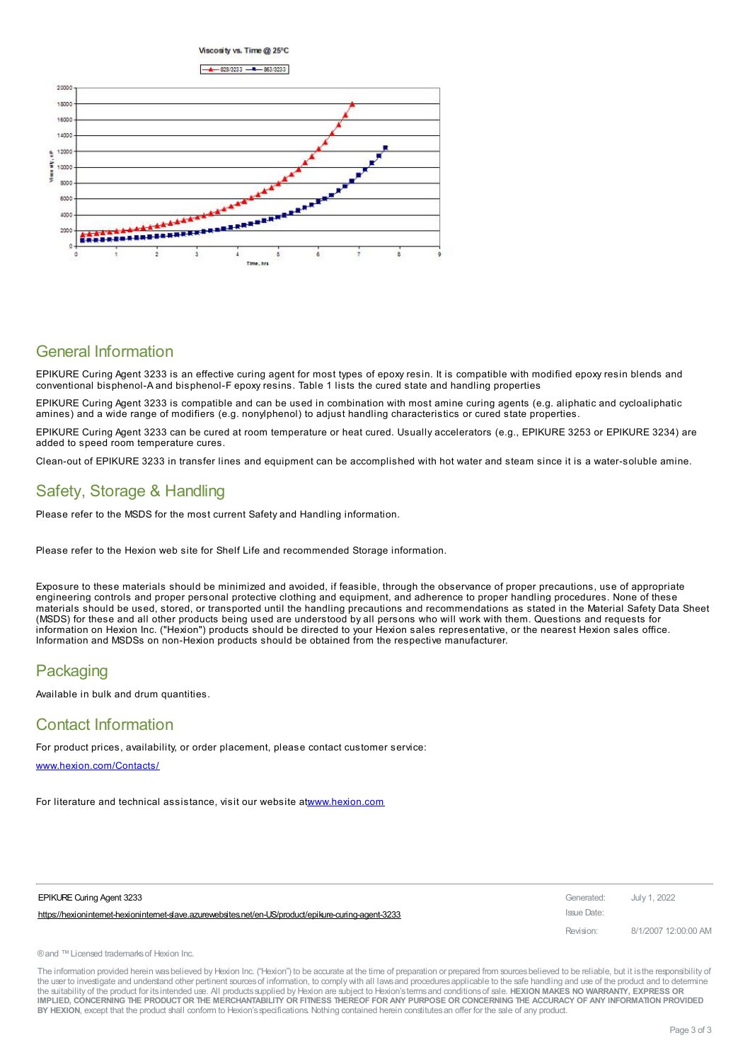Viscosity vs. Time @ 25°C

828/3233 — 863/3233

Viscosity, cP

20000
18000
16000
14000
12000
10000
8000
6000
4000
2000
0

0 1 2 3 4 5 6 7 8 9

Time, hrs

## General Information

EPIKURE Curing Agent 3233 is an effective curing agent for most types of epoxy resin. It is compatible with modified epoxy resin blends and conventional bisphenol-A and bisphenol-F epoxy resins. Table 1 lists the cured state and handling properties

EPIKURE Curing Agent 3233 is compatible and can be used in combination with most amine curing agents (e.g. aliphatic and cycloaliphatic amines) and a wide range of modifiers (e.g. nonylphenol) to adjust handling characteristics or cured state properties.

EPIKURE Curing Agent 3233 can be cured at room temperature or heat cured. Usually accelerators (e.g., EPIKURE 3253 or EPIKURE 3234) are added to speed room temperature cures.

Clean-out of EPIKURE 3233 in transfer lines and equipment can be accomplished with hot water and steam since it is a water-soluble amine.

## Safety, Storage & Handling

Please refer to the MSDS for the most current Safety and Handling information.

Please refer to the Hexion web site for Shelf Life and recommended Storage information.

Exposure to these materials should be minimized and avoided, if feasible, through the observance of proper precautions, use of appropriate engineering controls and proper personal protective clothing and equipment, and adherence to proper handling procedures. None of these materials should be used, stored, or transported until the handling precautions and recommendations as stated in the Material Safety Data Sheet (MSDS) for these and all other products being used are understood by all persons who will work with them. Questions and requests for information on Hexion Inc. ("Hexion") products should be directed to your Hexion sales representative, or the nearest Hexion sales office. Information and MSDSs on non-Hexion products should be obtained from the respective manufacturer.

## Packaging

Available in bulk and drum quantities.

## Contact Information

For product prices, availability, or order placement, please contact customer service:

[www.hexion.com/Contacts/](www.hexion.com/Contacts/)

For literature and technical assistance, visit our website at[www.hexion.com](www.hexion.com)

EPIKURE Curing Agent 3233

https://hexioninternet-hexioninternet-slave.azurewebsites.net/en-US/product/epikure-curing-agent-3233

Generated: July 1, 2022

Issue Date:

Revision: 8/1/2007 12:00:00 AM

® and ™ Licensed trademarks of Hexion Inc.

The information provided herein was believed by Hexion Inc. ("Hexion") to be accurate at the time of preparation or prepared from sources believed to be reliable, but it is the responsibility of the user to investigate and understand other pertinent sources of information, to comply with all laws and procedures applicable to the safe handling and use of the product and to determine the suitability of the product for its intended use. All products supplied by Hexion are subject to Hexion's terms and conditions of sale. **HEXION MAKES NO WARRANTY, EXPRESS OR IMPLIED, CONCERNING THE PRODUCT OR THE MERCHANTABILITY OR FITNESS THEREOF FOR ANY PURPOSE OR CONCERNING THE ACCURACY OF ANY INFORMATION PROVIDED BY HEXION**, except that the product shall conform to Hexion's specifications. Nothing contained herein constitutes an offer for the sale of any product.